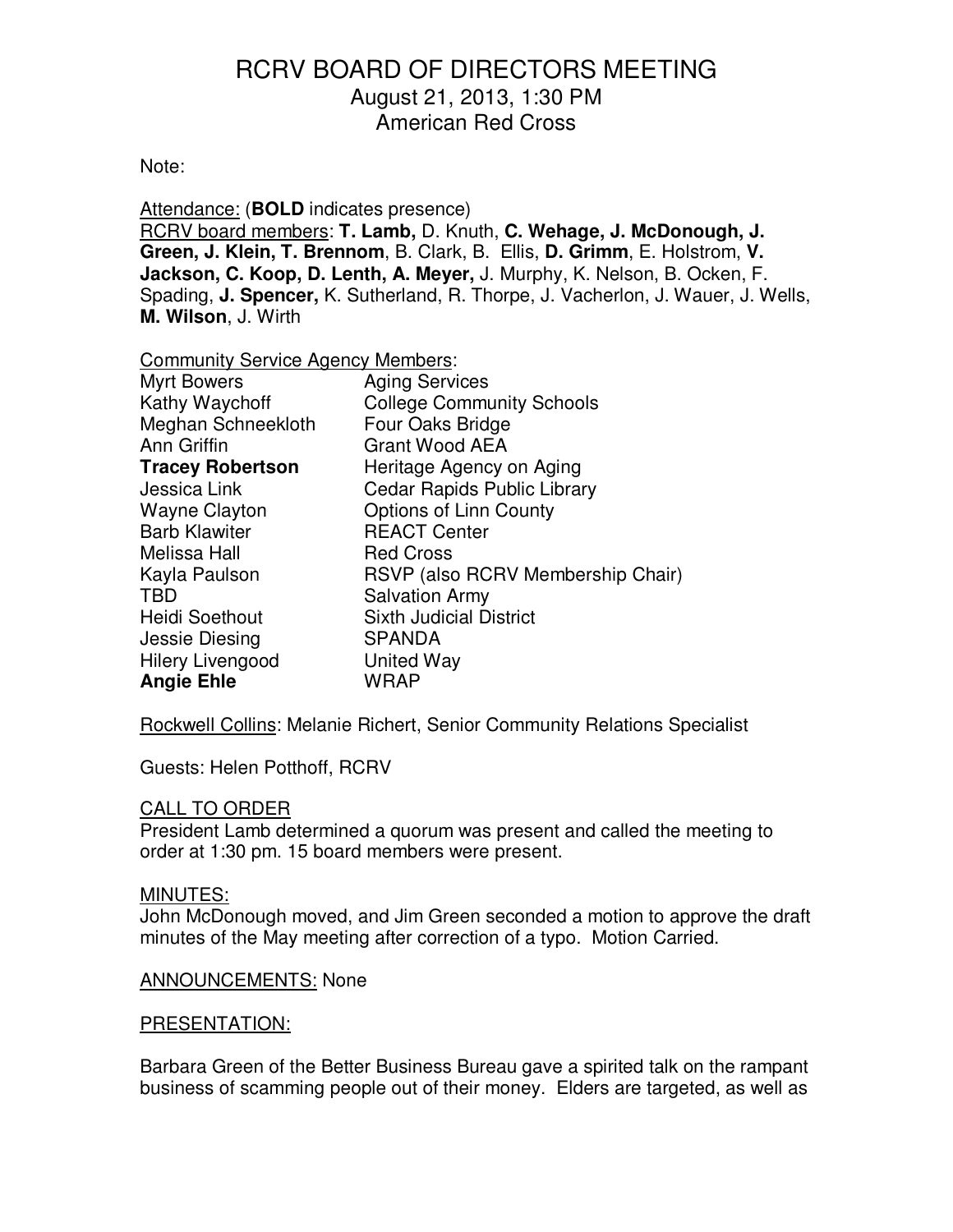# RCRV BOARD OF DIRECTORS MEETING

August 21, 2013, 1:30 PM
American Red Cross

Note:

Attendance: (**BOLD** indicates presence)
RCRV board members: **T. Lamb,** D. Knuth, **C. Wehage, J. McDonough, J. Green, J. Klein, T. Brennom**, B. Clark, B. Ellis, **D. Grimm**, E. Holstrom, **V. Jackson, C. Koop, D. Lenth, A. Meyer,** J. Murphy, K. Nelson, B. Ocken, F. Spading, **J. Spencer,** K. Sutherland, R. Thorpe, J. Vacherlon, J. Wauer, J. Wells, **M. Wilson**, J. Wirth

Community Service Agency Members:

| | |
|---|---|
| Myrt Bowers | Aging Services |
| Kathy Waychoff | College Community Schools |
| Meghan Schneekloth | Four Oaks Bridge |
| Ann Griffin | Grant Wood AEA |
| **Tracey Robertson** | Heritage Agency on Aging |
| Jessica Link | Cedar Rapids Public Library |
| Wayne Clayton | Options of Linn County |
| Barb Klawiter | REACT Center |
| Melissa Hall | Red Cross |
| Kayla Paulson | RSVP (also RCRV Membership Chair) |
| TBD | Salvation Army |
| Heidi Soethout | Sixth Judicial District |
| Jessie Diesing | SPANDA |
| Hilery Livengood | United Way |
| **Angie Ehle** | WRAP |

Rockwell Collins: Melanie Richert, Senior Community Relations Specialist

Guests: Helen Potthoff, RCRV

## CALL TO ORDER

President Lamb determined a quorum was present and called the meeting to order at 1:30 pm. 15 board members were present.

## MINUTES:

John McDonough moved, and Jim Green seconded a motion to approve the draft minutes of the May meeting after correction of a typo. Motion Carried.

## ANNOUNCEMENTS: None

## PRESENTATION:

Barbara Green of the Better Business Bureau gave a spirited talk on the rampant business of scamming people out of their money. Elders are targeted, as well as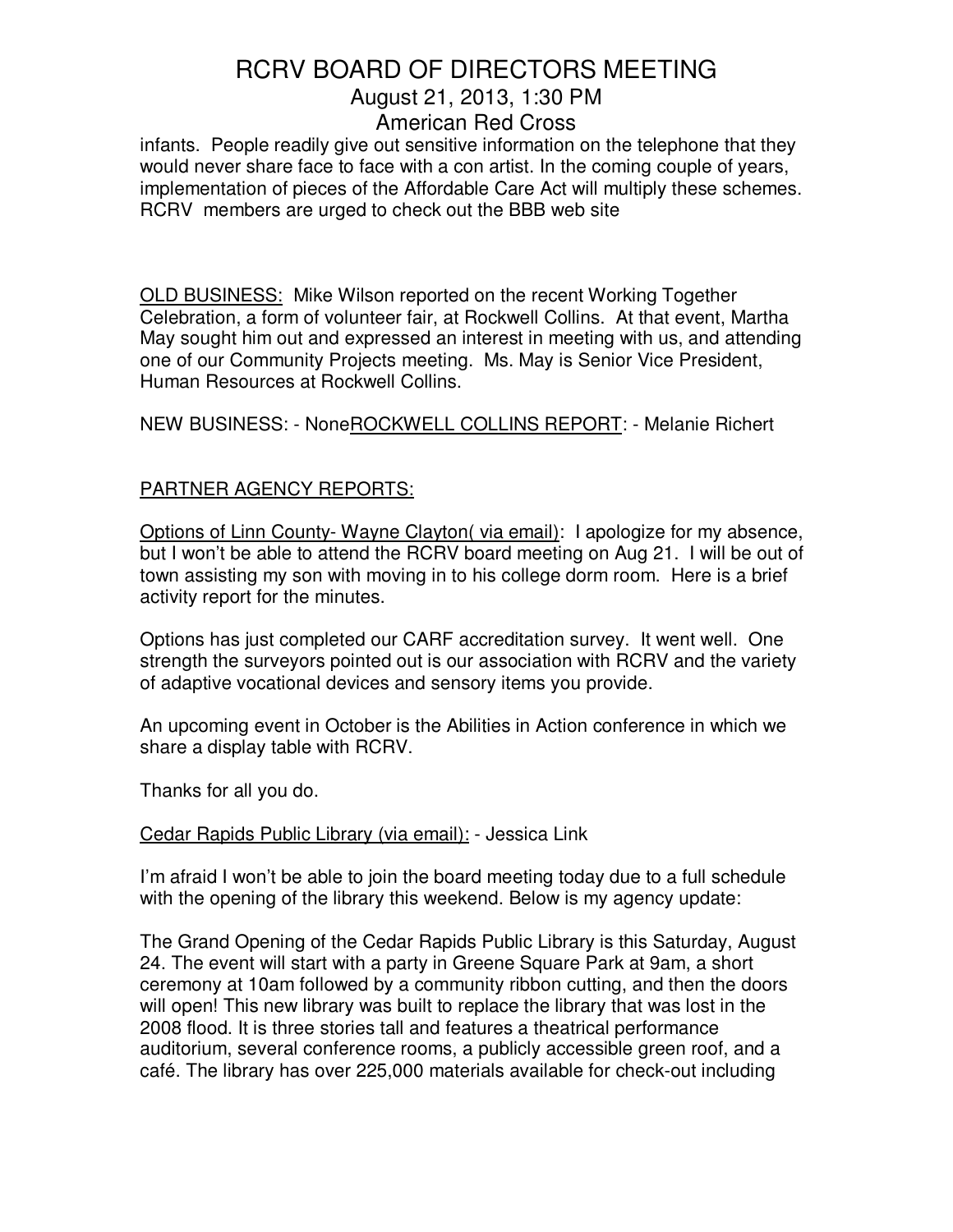infants. People readily give out sensitive information on the telephone that they would never share face to face with a con artist. In the coming couple of years, implementation of pieces of the Affordable Care Act will multiply these schemes. RCRV members are urged to check out the BBB web site

<u>OLD BUSINESS:</u> Mike Wilson reported on the recent Working Together Celebration, a form of volunteer fair, at Rockwell Collins. At that event, Martha May sought him out and expressed an interest in meeting with us, and attending one of our Community Projects meeting. Ms. May is Senior Vice President, Human Resources at Rockwell Collins.

NEW BUSINESS: - None<u>ROCKWELL COLLINS REPORT</u>: - Melanie Richert

<u>PARTNER AGENCY REPORTS:</u>

<u>Options of Linn County- Wayne Clayton( via email)</u>: I apologize for my absence, but I won't be able to attend the RCRV board meeting on Aug 21. I will be out of town assisting my son with moving in to his college dorm room. Here is a brief activity report for the minutes.

Options has just completed our CARF accreditation survey. It went well. One strength the surveyors pointed out is our association with RCRV and the variety of adaptive vocational devices and sensory items you provide.

An upcoming event in October is the Abilities in Action conference in which we share a display table with RCRV.

Thanks for all you do.

<u>Cedar Rapids Public Library (via email):</u> - Jessica Link

I'm afraid I won't be able to join the board meeting today due to a full schedule with the opening of the library this weekend. Below is my agency update:

The Grand Opening of the Cedar Rapids Public Library is this Saturday, August 24. The event will start with a party in Greene Square Park at 9am, a short ceremony at 10am followed by a community ribbon cutting, and then the doors will open! This new library was built to replace the library that was lost in the 2008 flood. It is three stories tall and features a theatrical performance auditorium, several conference rooms, a publicly accessible green roof, and a café. The library has over 225,000 materials available for check-out including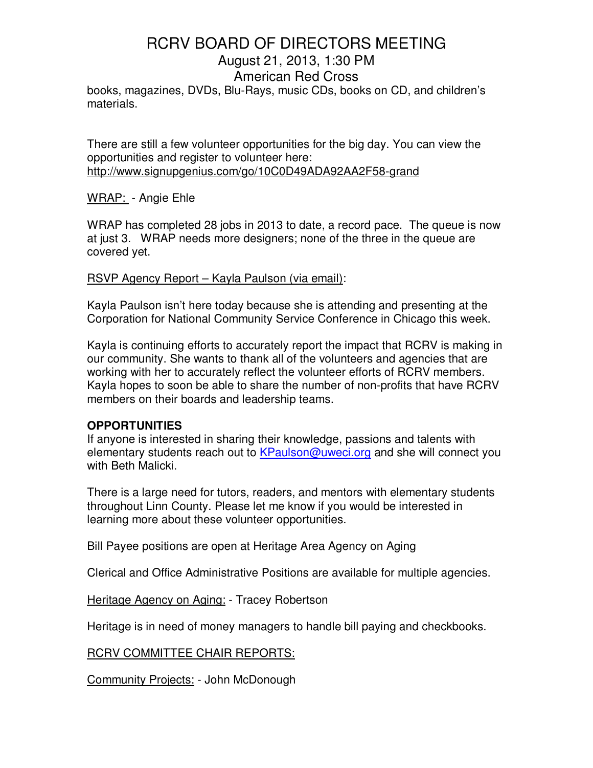books, magazines, DVDs, Blu-Rays, music CDs, books on CD, and children's materials.

There are still a few volunteer opportunities for the big day. You can view the opportunities and register to volunteer here:
http://www.signupgenius.com/go/10C0D49ADA92AA2F58-grand

WRAP: - Angie Ehle

WRAP has completed 28 jobs in 2013 to date, a record pace. The queue is now at just 3. WRAP needs more designers; none of the three in the queue are covered yet.

RSVP Agency Report – Kayla Paulson (via email):

Kayla Paulson isn't here today because she is attending and presenting at the Corporation for National Community Service Conference in Chicago this week.

Kayla is continuing efforts to accurately report the impact that RCRV is making in our community. She wants to thank all of the volunteers and agencies that are working with her to accurately reflect the volunteer efforts of RCRV members. Kayla hopes to soon be able to share the number of non-profits that have RCRV members on their boards and leadership teams.

**OPPORTUNITIES**

If anyone is interested in sharing their knowledge, passions and talents with elementary students reach out to KPaulson@uweci.org and she will connect you with Beth Malicki.

There is a large need for tutors, readers, and mentors with elementary students throughout Linn County. Please let me know if you would be interested in learning more about these volunteer opportunities.

Bill Payee positions are open at Heritage Area Agency on Aging

Clerical and Office Administrative Positions are available for multiple agencies.

Heritage Agency on Aging: - Tracey Robertson

Heritage is in need of money managers to handle bill paying and checkbooks.

RCRV COMMITTEE CHAIR REPORTS:

Community Projects: - John McDonough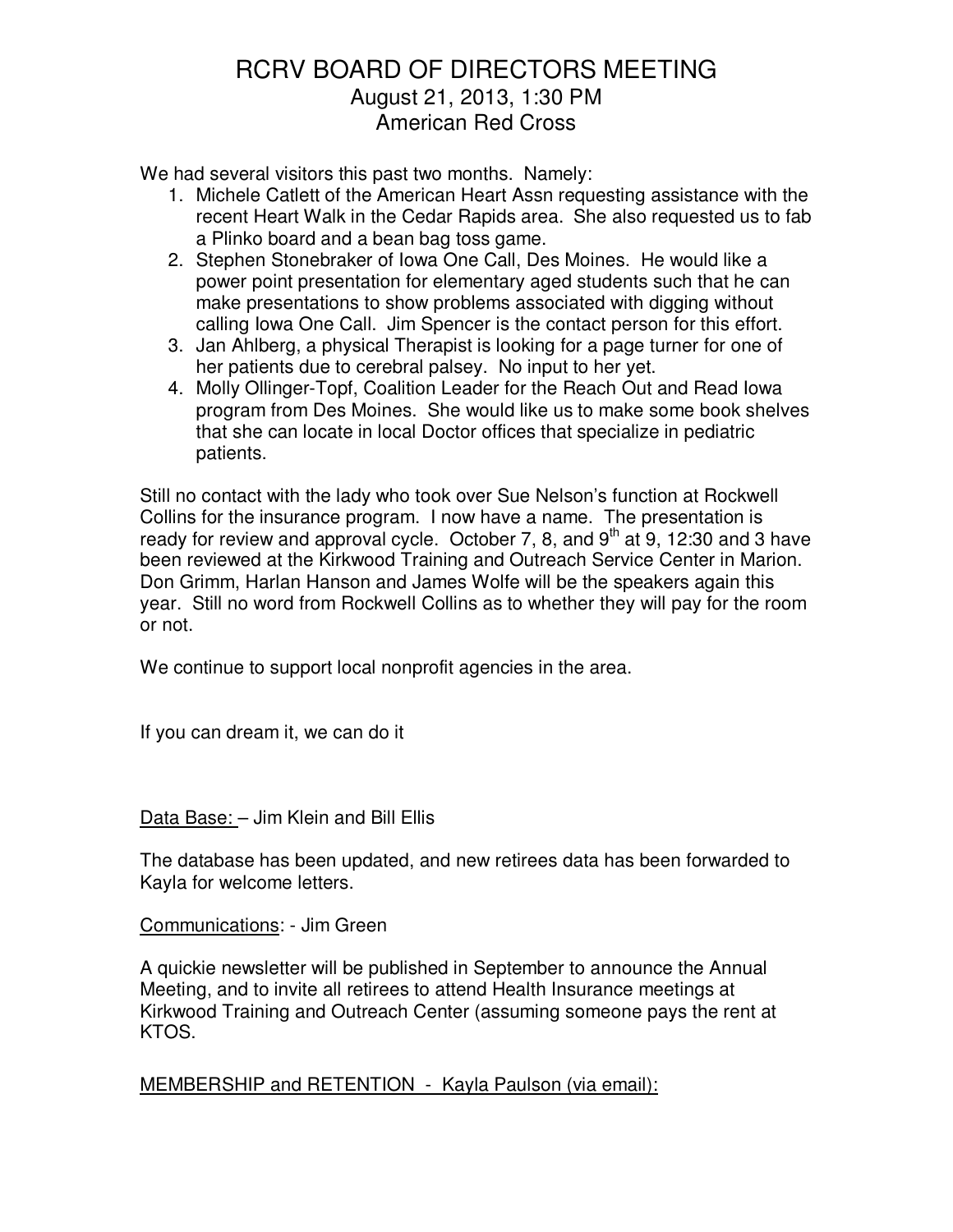# RCRV BOARD OF DIRECTORS MEETING

August 21, 2013, 1:30 PM

American Red Cross

We had several visitors this past two months. Namely:

1. Michele Catlett of the American Heart Assn requesting assistance with the recent Heart Walk in the Cedar Rapids area. She also requested us to fab a Plinko board and a bean bag toss game.
2. Stephen Stonebraker of Iowa One Call, Des Moines. He would like a power point presentation for elementary aged students such that he can make presentations to show problems associated with digging without calling Iowa One Call. Jim Spencer is the contact person for this effort.
3. Jan Ahlberg, a physical Therapist is looking for a page turner for one of her patients due to cerebral palsey. No input to her yet.
4. Molly Ollinger-Topf, Coalition Leader for the Reach Out and Read Iowa program from Des Moines. She would like us to make some book shelves that she can locate in local Doctor offices that specialize in pediatric patients.

Still no contact with the lady who took over Sue Nelson's function at Rockwell Collins for the insurance program. I now have a name. The presentation is ready for review and approval cycle. October 7, 8, and 9th at 9, 12:30 and 3 have been reviewed at the Kirkwood Training and Outreach Service Center in Marion. Don Grimm, Harlan Hanson and James Wolfe will be the speakers again this year. Still no word from Rockwell Collins as to whether they will pay for the room or not.

We continue to support local nonprofit agencies in the area.

If you can dream it, we can do it

<u>Data Base:</u> – Jim Klein and Bill Ellis

The database has been updated, and new retirees data has been forwarded to Kayla for welcome letters.

<u>Communications</u>: - Jim Green

A quickie newsletter will be published in September to announce the Annual Meeting, and to invite all retirees to attend Health Insurance meetings at Kirkwood Training and Outreach Center (assuming someone pays the rent at KTOS.

<u>MEMBERSHIP and RETENTION - Kayla Paulson (via email):</u>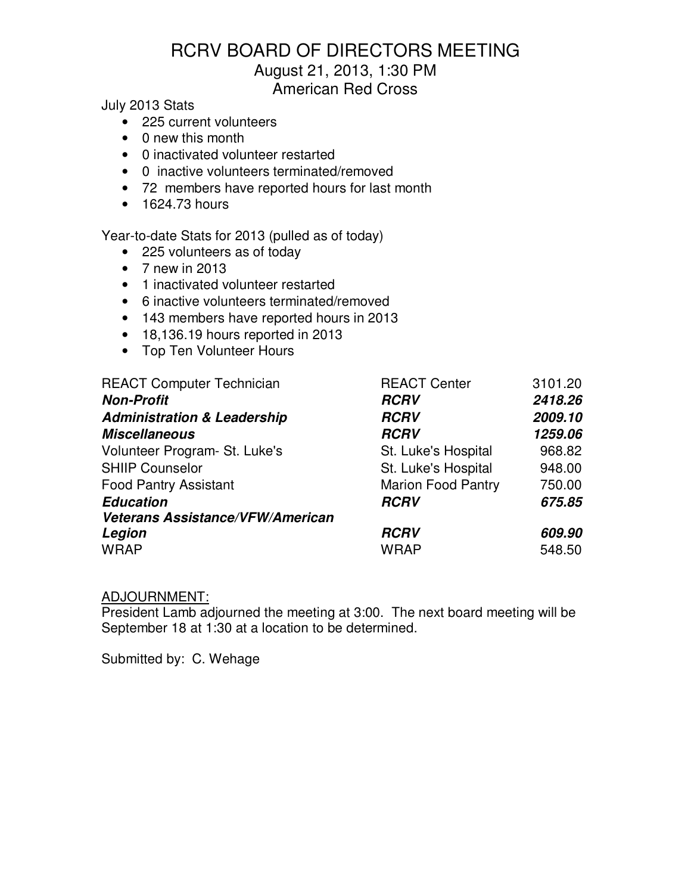# RCRV BOARD OF DIRECTORS MEETING

August 21, 2013, 1:30 PM

American Red Cross

July 2013 Stats

- 225 current volunteers
- 0 new this month
- 0 inactivated volunteer restarted
- 0 inactive volunteers terminated/removed
- 72 members have reported hours for last month
- 1624.73 hours

Year-to-date Stats for 2013 (pulled as of today)

- 225 volunteers as of today
- 7 new in 2013
- 1 inactivated volunteer restarted
- 6 inactive volunteers terminated/removed
- 143 members have reported hours in 2013
- 18,136.19 hours reported in 2013
- Top Ten Volunteer Hours

| | | |
|---|---|---|
| REACT Computer Technician | REACT Center | 3101.20 |
| ***Non-Profit*** | ***RCRV*** | ***2418.26*** |
| ***Administration & Leadership*** | ***RCRV*** | ***2009.10*** |
| ***Miscellaneous*** | ***RCRV*** | ***1259.06*** |
| Volunteer Program- St. Luke's | St. Luke's Hospital | 968.82 |
| SHIIP Counselor | St. Luke's Hospital | 948.00 |
| Food Pantry Assistant | Marion Food Pantry | 750.00 |
| ***Education*** | ***RCRV*** | ***675.85*** |
| ***Veterans Assistance/VFW/American Legion*** | ***RCRV*** | ***609.90*** |
| WRAP | WRAP | 548.50 |

ADJOURNMENT:

President Lamb adjourned the meeting at 3:00. The next board meeting will be September 18 at 1:30 at a location to be determined.

Submitted by: C. Wehage